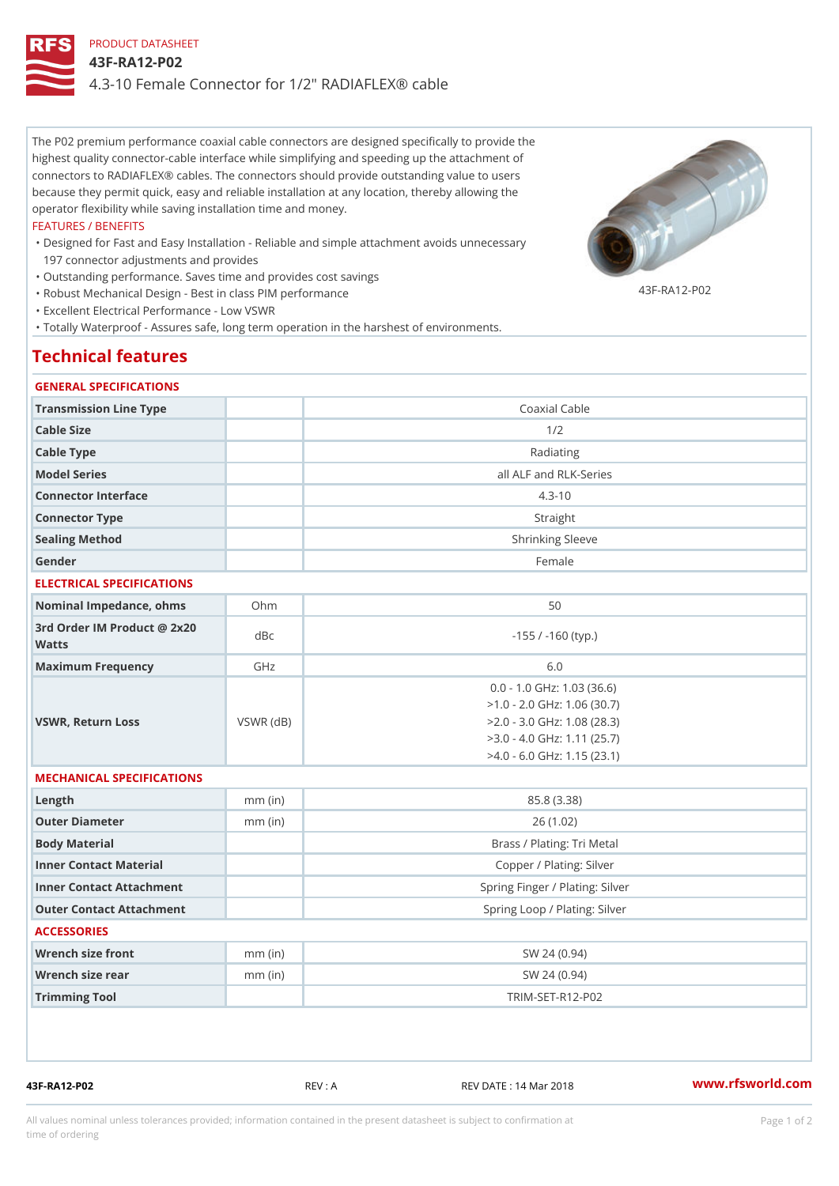PRODUCT DATASHEET

# 43F-RA12-P02

4.3-10 Female Connector for 1/2" RADIAFLEX® cable

The P02 premium performance coaxial cable connectors are designed specifically to provide the highest quality connector-cable interface while simplifying and speeding up the attachment of connectors to RADIAFLEX® cables. The connectors should provide outstanding value to users because they permit quick, easy and reliable installation at any location, thereby allowing the operator flexibility while saving installation time and money.

FEATURES / BENEFITS

- Designed for Fast and Easy Installation - Reliable and simple attachment avoids unnecessary 197 connector adjustments and provides
- Outstanding performance. Saves time and provides cost savings
- Robust Mechanical Design - Best in class PIM performance
- Excellent Electrical Performance - Low VSWR
- Totally Waterproof - Assures safe, long term operation in the harshest of environments.

43F-RA12-P02

## Technical features

### GENERAL SPECIFICATIONS

| | | |
|---|---|---|
| Transmission Line Type | | Coaxial Cable |
| Cable Size | | 1/2 |
| Cable Type | | Radiating |
| Model Series | | all ALF and RLK-Series |
| Connector Interface | | 4.3-10 |
| Connector Type | | Straight |
| Sealing Method | | Shrinking Sleeve |
| Gender | | Female |

### ELECTRICAL SPECIFICATIONS

| | | |
|---|---|---|
| Nominal Impedance, ohms | Ohm | 50 |
| 3rd Order IM Product @ 2x20 Watts | dBc | -155 / -160 (typ.) |
| Maximum Frequency | GHz | 6.0 |
| VSWR, Return Loss | VSWR (dB) | 0.0 - 1.0 GHz: 1.03 (36.6)<br>>1.0 - 2.0 GHz: 1.06 (30.7)<br>>2.0 - 3.0 GHz: 1.08 (28.3)<br>>3.0 - 4.0 GHz: 1.11 (25.7)<br>>4.0 - 6.0 GHz: 1.15 (23.1) |

### MECHANICAL SPECIFICATIONS

| | | |
|---|---|---|
| Length | mm (in) | 85.8 (3.38) |
| Outer Diameter | mm (in) | 26 (1.02) |
| Body Material | | Brass / Plating: Tri Metal |
| Inner Contact Material | | Copper / Plating: Silver |
| Inner Contact Attachment | | Spring Finger / Plating: Silver |
| Outer Contact Attachment | | Spring Loop / Plating: Silver |

### ACCESSORIES

| | | |
|---|---|---|
| Wrench size front | mm (in) | SW 24 (0.94) |
| Wrench size rear | mm (in) | SW 24 (0.94) |
| Trimming Tool | | TRIM-SET-R12-P02 |

43F-RA12-P02 REV : A REV DATE : 14 Mar 2018 www.rfsworld.com

All values nominal unless tolerances provided; information contained in the present datasheet is subject to confirmation at time of ordering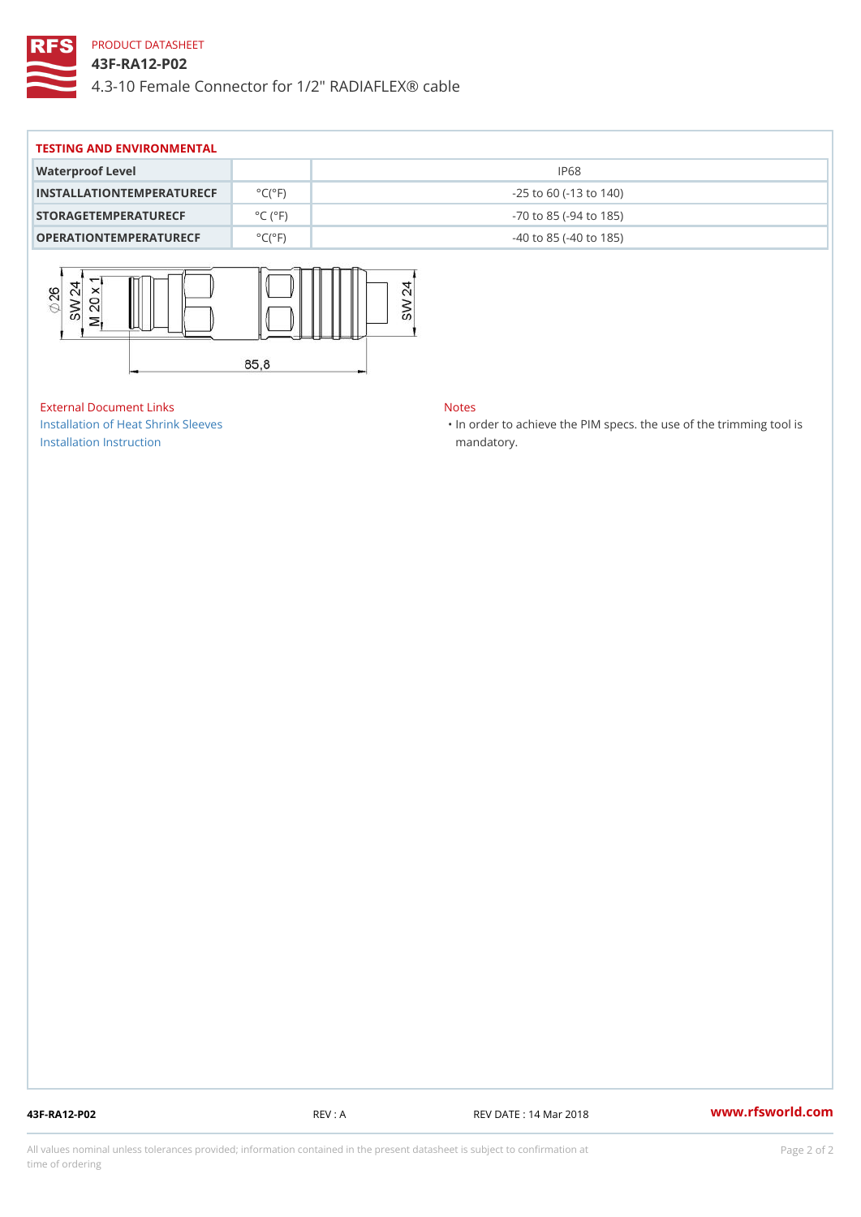PRODUCT DATASHEET

# 43F-RA12-P02

4.3-10 Female Connector for 1/2" RADIAFLEX® cable

## TESTING AND ENVIRONMENTAL

| | | |
|---|---|---|
| Waterproof Level | | IP68 |
| INSTALLATIONTEMPERATURECF | °C(°F) | -25 to 60 (-13 to 140) |
| STORAGETEMPERATURECF | °C (°F) | -70 to 85 (-94 to 185) |
| OPERATIONTEMPERATURECF | °C(°F) | -40 to 85 (-40 to 185) |

⌀26
SW 24
M 20 x 1
SW 24
85,8

### External Document Links

Installation of Heat Shrink Sleeves

Installation Instruction

### Notes

- In order to achieve the PIM specs. the use of the trimming tool is mandatory.

43F-RA12-P02 REV : A REV DATE : 14 Mar 2018 www.rfsworld.com

All values nominal unless tolerances provided; information contained in the present datasheet is subject to confirmation at time of ordering